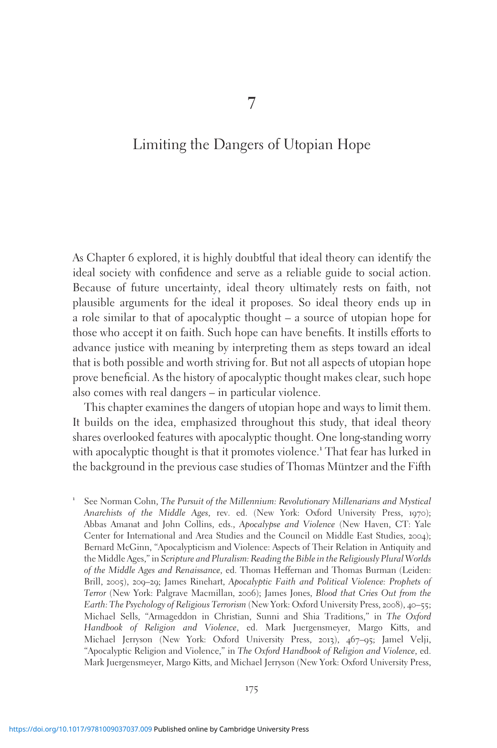# 7

## Limiting the Dangers of Utopian Hope

As Chapter 6 explored, it is highly doubtful that ideal theory can identify the ideal society with confidence and serve as a reliable guide to social action. Because of future uncertainty, ideal theory ultimately rests on faith, not plausible arguments for the ideal it proposes. So ideal theory ends up in a role similar to that of apocalyptic thought – a source of utopian hope for those who accept it on faith. Such hope can have benefits. It instills efforts to advance justice with meaning by interpreting them as steps toward an ideal that is both possible and worth striving for. But not all aspects of utopian hope prove beneficial. As the history of apocalyptic thought makes clear, such hope also comes with real dangers – in particular violence.

This chapter examines the dangers of utopian hope and ways to limit them. It builds on the idea, emphasized throughout this study, that ideal theory shares overlooked features with apocalyptic thought. One long-standing worry with apocalyptic thought is that it promotes violence.[1] That fear has lurked in the background in the previous case studies of Thomas Müntzer and the Fifth

[1] See Norman Cohn, *The Pursuit of the Millennium: Revolutionary Millenarians and Mystical Anarchists of the Middle Ages*, rev. ed. (New York: Oxford University Press, 1970); Abbas Amanat and John Collins, eds., *Apocalypse and Violence* (New Haven, CT: Yale Center for International and Area Studies and the Council on Middle East Studies, 2004); Bernard McGinn, "Apocalypticism and Violence: Aspects of Their Relation in Antiquity and the Middle Ages," in *Scripture and Pluralism: Reading the Bible in the Religiously Plural Worlds of the Middle Ages and Renaissance*, ed. Thomas Heffernan and Thomas Burman (Leiden: Brill, 2005), 209–29; James Rinehart, *Apocalyptic Faith and Political Violence: Prophets of Terror* (New York: Palgrave Macmillan, 2006); James Jones, *Blood that Cries Out from the Earth: The Psychology of Religious Terrorism* (New York: Oxford University Press, 2008), 40–55; Michael Sells, "Armageddon in Christian, Sunni and Shia Traditions," in *The Oxford Handbook of Religion and Violence*, ed. Mark Juergensmeyer, Margo Kitts, and Michael Jerryson (New York: Oxford University Press, 2013), 467–95; Jamel Velji, "Apocalyptic Religion and Violence," in *The Oxford Handbook of Religion and Violence*, ed. Mark Juergensmeyer, Margo Kitts, and Michael Jerryson (New York: Oxford University Press,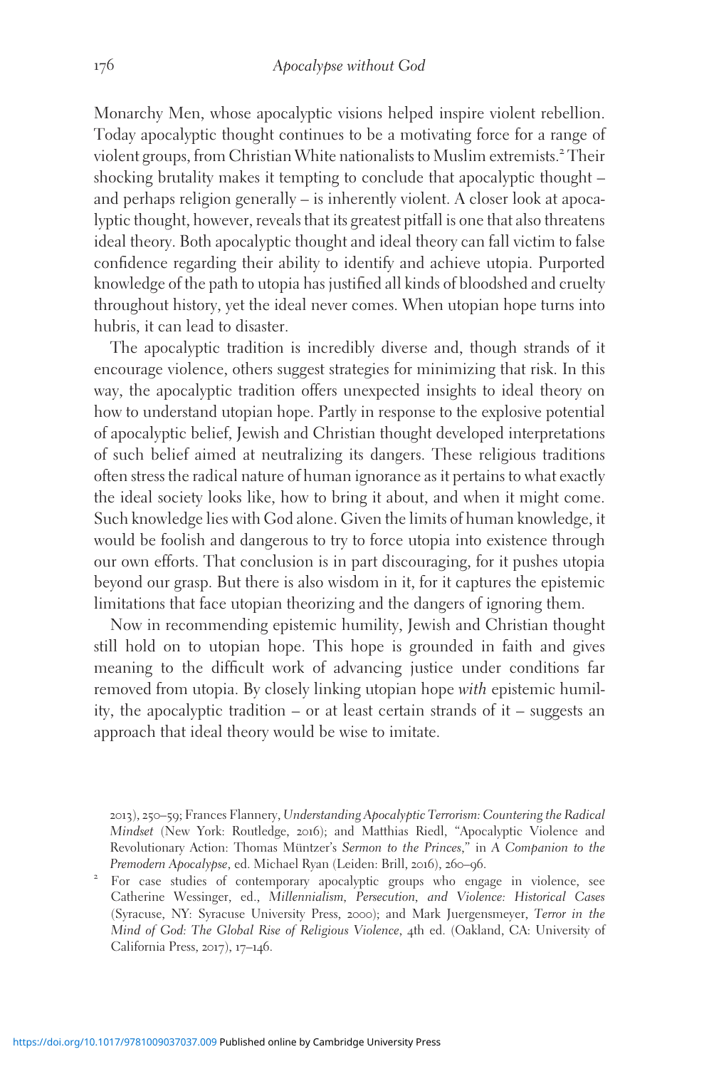Monarchy Men, whose apocalyptic visions helped inspire violent rebellion. Today apocalyptic thought continues to be a motivating force for a range of violent groups, from Christian White nationalists to Muslim extremists.[2] Their shocking brutality makes it tempting to conclude that apocalyptic thought – and perhaps religion generally – is inherently violent. A closer look at apocalyptic thought, however, reveals that its greatest pitfall is one that also threatens ideal theory. Both apocalyptic thought and ideal theory can fall victim to false confidence regarding their ability to identify and achieve utopia. Purported knowledge of the path to utopia has justified all kinds of bloodshed and cruelty throughout history, yet the ideal never comes. When utopian hope turns into hubris, it can lead to disaster.

The apocalyptic tradition is incredibly diverse and, though strands of it encourage violence, others suggest strategies for minimizing that risk. In this way, the apocalyptic tradition offers unexpected insights to ideal theory on how to understand utopian hope. Partly in response to the explosive potential of apocalyptic belief, Jewish and Christian thought developed interpretations of such belief aimed at neutralizing its dangers. These religious traditions often stress the radical nature of human ignorance as it pertains to what exactly the ideal society looks like, how to bring it about, and when it might come. Such knowledge lies with God alone. Given the limits of human knowledge, it would be foolish and dangerous to try to force utopia into existence through our own efforts. That conclusion is in part discouraging, for it pushes utopia beyond our grasp. But there is also wisdom in it, for it captures the epistemic limitations that face utopian theorizing and the dangers of ignoring them.

Now in recommending epistemic humility, Jewish and Christian thought still hold on to utopian hope. This hope is grounded in faith and gives meaning to the difficult work of advancing justice under conditions far removed from utopia. By closely linking utopian hope *with* epistemic humility, the apocalyptic tradition – or at least certain strands of it – suggests an approach that ideal theory would be wise to imitate.

2013), 250–59; Frances Flannery, *Understanding Apocalyptic Terrorism: Countering the Radical Mindset* (New York: Routledge, 2016); and Matthias Riedl, "Apocalyptic Violence and Revolutionary Action: Thomas Müntzer's *Sermon to the Princes*," in *A Companion to the Premodern Apocalypse*, ed. Michael Ryan (Leiden: Brill, 2016), 260–96.

[2] For case studies of contemporary apocalyptic groups who engage in violence, see Catherine Wessinger, ed., *Millennialism, Persecution, and Violence: Historical Cases* (Syracuse, NY: Syracuse University Press, 2000); and Mark Juergensmeyer, *Terror in the Mind of God: The Global Rise of Religious Violence*, 4th ed. (Oakland, CA: University of California Press, 2017), 17–146.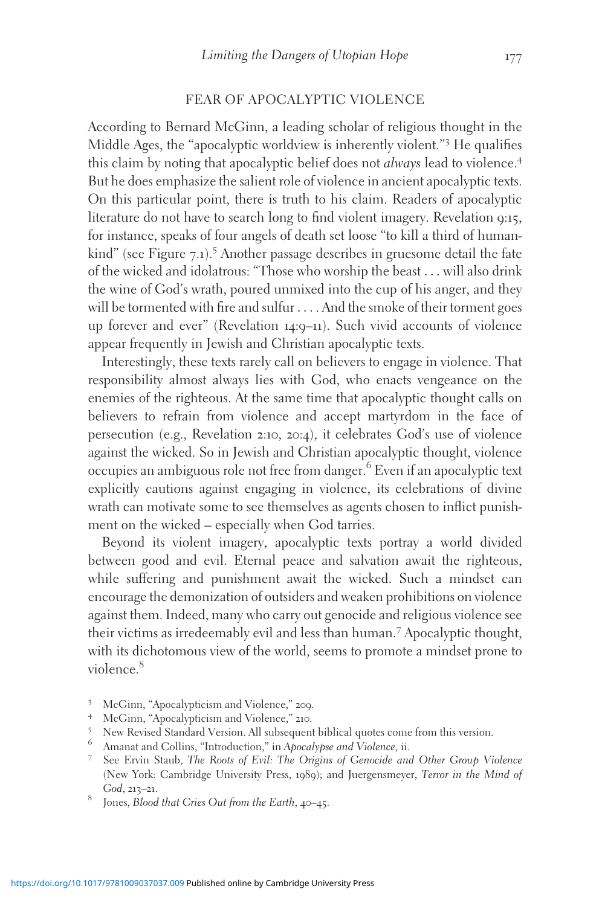## FEAR OF APOCALYPTIC VIOLENCE

According to Bernard McGinn, a leading scholar of religious thought in the Middle Ages, the "apocalyptic worldview is inherently violent."[3] He qualifies this claim by noting that apocalyptic belief does not *always* lead to violence.[4] But he does emphasize the salient role of violence in ancient apocalyptic texts. On this particular point, there is truth to his claim. Readers of apocalyptic literature do not have to search long to find violent imagery. Revelation 9:15, for instance, speaks of four angels of death set loose "to kill a third of humankind" (see Figure 7.1).[5] Another passage describes in gruesome detail the fate of the wicked and idolatrous: "Those who worship the beast . . . will also drink the wine of God's wrath, poured unmixed into the cup of his anger, and they will be tormented with fire and sulfur . . . . And the smoke of their torment goes up forever and ever" (Revelation 14:9–11). Such vivid accounts of violence appear frequently in Jewish and Christian apocalyptic texts.

Interestingly, these texts rarely call on believers to engage in violence. That responsibility almost always lies with God, who enacts vengeance on the enemies of the righteous. At the same time that apocalyptic thought calls on believers to refrain from violence and accept martyrdom in the face of persecution (e.g., Revelation 2:10, 20:4), it celebrates God's use of violence against the wicked. So in Jewish and Christian apocalyptic thought, violence occupies an ambiguous role not free from danger.[6] Even if an apocalyptic text explicitly cautions against engaging in violence, its celebrations of divine wrath can motivate some to see themselves as agents chosen to inflict punishment on the wicked – especially when God tarries.

Beyond its violent imagery, apocalyptic texts portray a world divided between good and evil. Eternal peace and salvation await the righteous, while suffering and punishment await the wicked. Such a mindset can encourage the demonization of outsiders and weaken prohibitions on violence against them. Indeed, many who carry out genocide and religious violence see their victims as irredeemably evil and less than human.[7] Apocalyptic thought, with its dichotomous view of the world, seems to promote a mindset prone to violence.[8]

[3] McGinn, "Apocalypticism and Violence," 209.

[4] McGinn, "Apocalypticism and Violence," 210.

[5] New Revised Standard Version. All subsequent biblical quotes come from this version.

[6] Amanat and Collins, "Introduction," in *Apocalypse and Violence*, ii.

[7] See Ervin Staub, *The Roots of Evil: The Origins of Genocide and Other Group Violence* (New York: Cambridge University Press, 1989); and Juergensmeyer, *Terror in the Mind of God*, 213–21.

[8] Jones, *Blood that Cries Out from the Earth*, 40–45.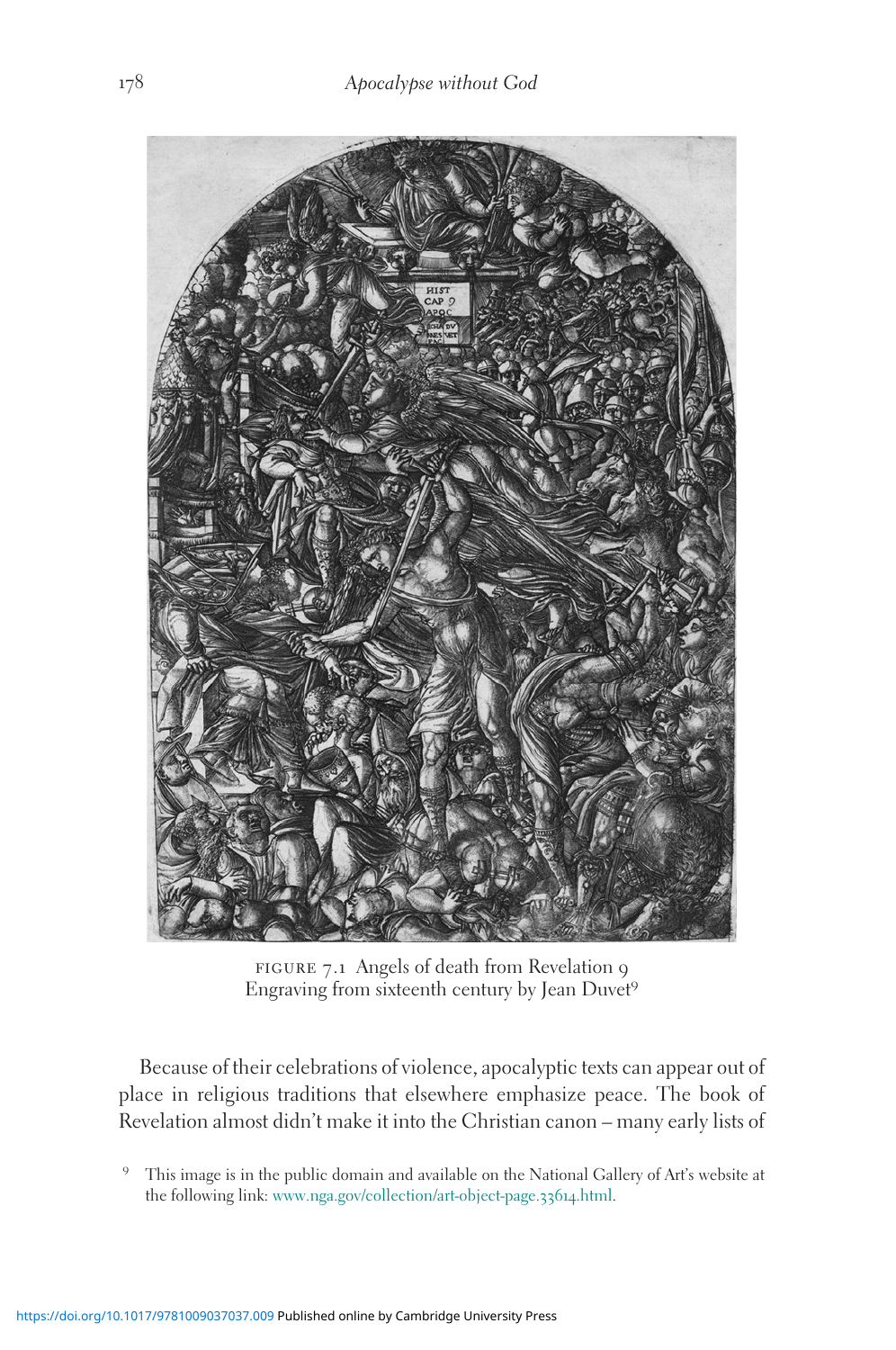FIGURE 7.1 Angels of death from Revelation 9
Engraving from sixteenth century by Jean Duvet[9]

Because of their celebrations of violence, apocalyptic texts can appear out of place in religious traditions that elsewhere emphasize peace. The book of Revelation almost didn't make it into the Christian canon – many early lists of

[9] This image is in the public domain and available on the National Gallery of Art's website at the following link: www.nga.gov/collection/art-object-page.33614.html.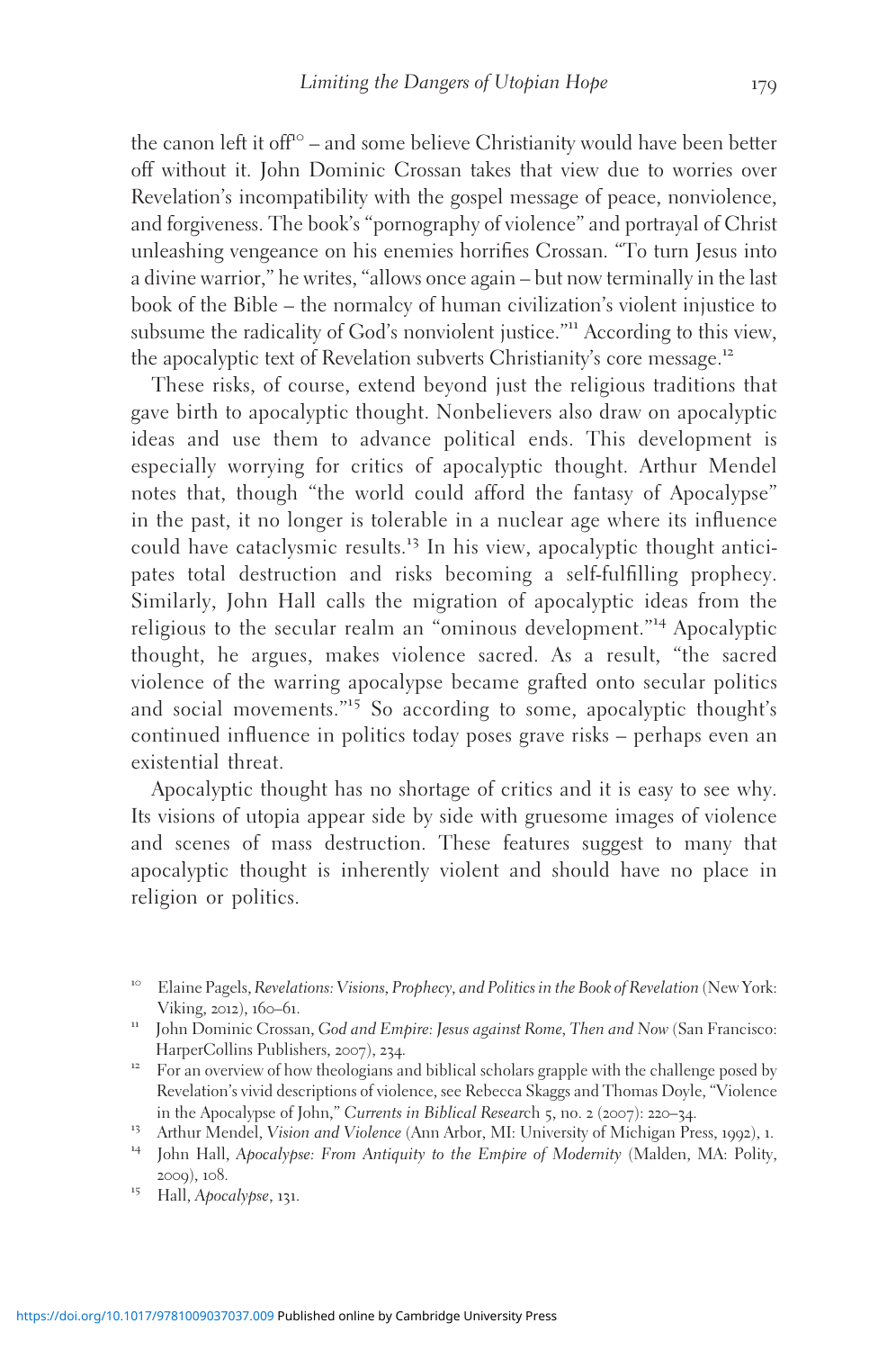the canon left it off[10] – and some believe Christianity would have been better off without it. John Dominic Crossan takes that view due to worries over Revelation's incompatibility with the gospel message of peace, nonviolence, and forgiveness. The book's "pornography of violence" and portrayal of Christ unleashing vengeance on his enemies horrifies Crossan. "To turn Jesus into a divine warrior," he writes, "allows once again – but now terminally in the last book of the Bible – the normalcy of human civilization's violent injustice to subsume the radicality of God's nonviolent justice."[11] According to this view, the apocalyptic text of Revelation subverts Christianity's core message.[12]

These risks, of course, extend beyond just the religious traditions that gave birth to apocalyptic thought. Nonbelievers also draw on apocalyptic ideas and use them to advance political ends. This development is especially worrying for critics of apocalyptic thought. Arthur Mendel notes that, though "the world could afford the fantasy of Apocalypse" in the past, it no longer is tolerable in a nuclear age where its influence could have cataclysmic results.[13] In his view, apocalyptic thought anticipates total destruction and risks becoming a self-fulfilling prophecy. Similarly, John Hall calls the migration of apocalyptic ideas from the religious to the secular realm an "ominous development."[14] Apocalyptic thought, he argues, makes violence sacred. As a result, "the sacred violence of the warring apocalypse became grafted onto secular politics and social movements."[15] So according to some, apocalyptic thought's continued influence in politics today poses grave risks – perhaps even an existential threat.

Apocalyptic thought has no shortage of critics and it is easy to see why. Its visions of utopia appear side by side with gruesome images of violence and scenes of mass destruction. These features suggest to many that apocalyptic thought is inherently violent and should have no place in religion or politics.

---

[10] Elaine Pagels, *Revelations: Visions, Prophecy, and Politics in the Book of Revelation* (New York: Viking, 2012), 160–61.

[11] John Dominic Crossan, *God and Empire: Jesus against Rome, Then and Now* (San Francisco: HarperCollins Publishers, 2007), 234.

[12] For an overview of how theologians and biblical scholars grapple with the challenge posed by Revelation's vivid descriptions of violence, see Rebecca Skaggs and Thomas Doyle, "Violence in the Apocalypse of John," *Currents in Biblical Research* 5, no. 2 (2007): 220–34.

[13] Arthur Mendel, *Vision and Violence* (Ann Arbor, MI: University of Michigan Press, 1992), 1.

[14] John Hall, *Apocalypse: From Antiquity to the Empire of Modernity* (Malden, MA: Polity, 2009), 108.

[15] Hall, *Apocalypse*, 131.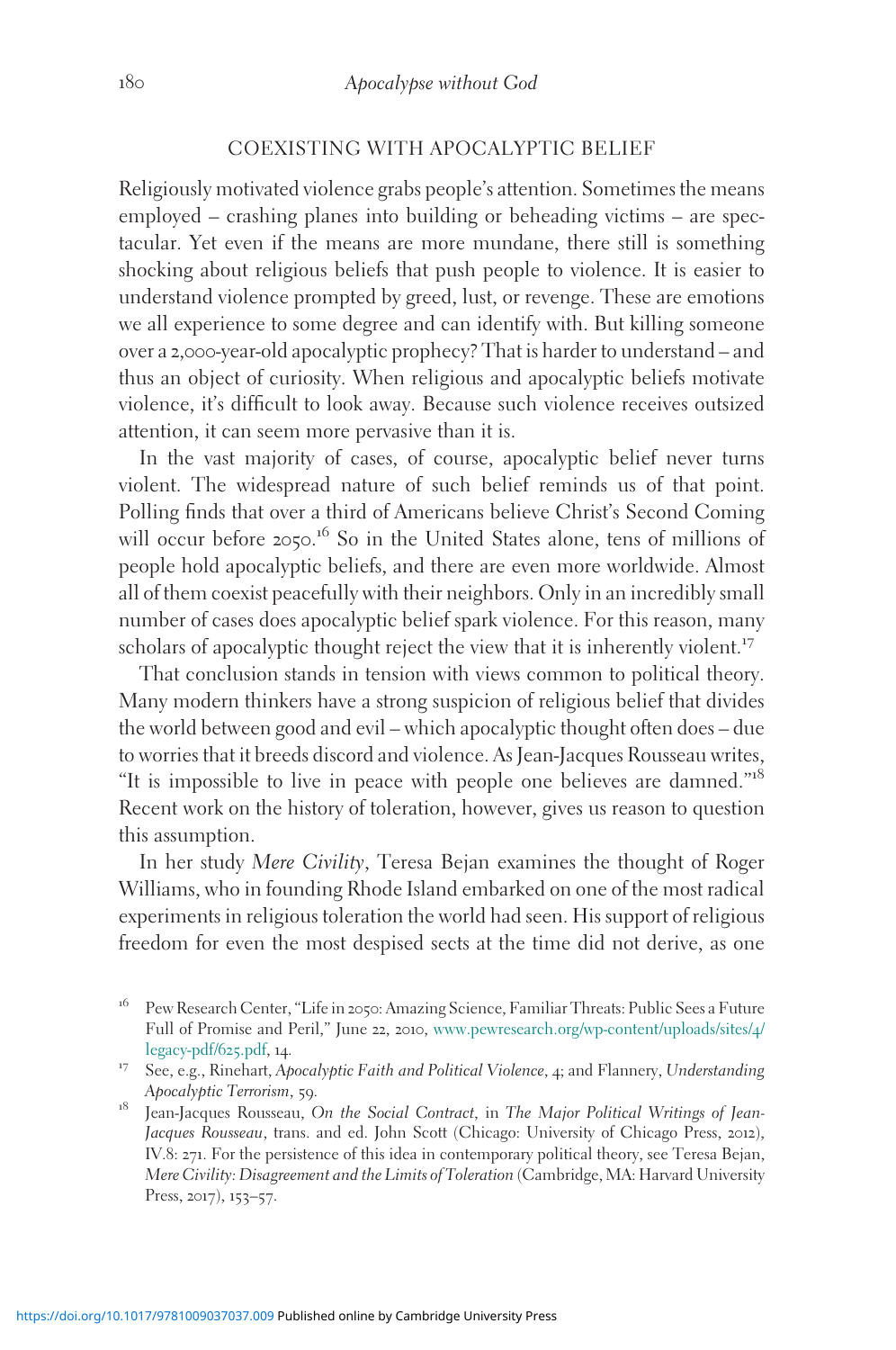## COEXISTING WITH APOCALYPTIC BELIEF

Religiously motivated violence grabs people's attention. Sometimes the means employed – crashing planes into building or beheading victims – are spectacular. Yet even if the means are more mundane, there still is something shocking about religious beliefs that push people to violence. It is easier to understand violence prompted by greed, lust, or revenge. These are emotions we all experience to some degree and can identify with. But killing someone over a 2,000-year-old apocalyptic prophecy? That is harder to understand – and thus an object of curiosity. When religious and apocalyptic beliefs motivate violence, it's difficult to look away. Because such violence receives outsized attention, it can seem more pervasive than it is.

In the vast majority of cases, of course, apocalyptic belief never turns violent. The widespread nature of such belief reminds us of that point. Polling finds that over a third of Americans believe Christ's Second Coming will occur before 2050.[16] So in the United States alone, tens of millions of people hold apocalyptic beliefs, and there are even more worldwide. Almost all of them coexist peacefully with their neighbors. Only in an incredibly small number of cases does apocalyptic belief spark violence. For this reason, many scholars of apocalyptic thought reject the view that it is inherently violent.[17]

That conclusion stands in tension with views common to political theory. Many modern thinkers have a strong suspicion of religious belief that divides the world between good and evil – which apocalyptic thought often does – due to worries that it breeds discord and violence. As Jean-Jacques Rousseau writes, "It is impossible to live in peace with people one believes are damned."[18] Recent work on the history of toleration, however, gives us reason to question this assumption.

In her study *Mere Civility*, Teresa Bejan examines the thought of Roger Williams, who in founding Rhode Island embarked on one of the most radical experiments in religious toleration the world had seen. His support of religious freedom for even the most despised sects at the time did not derive, as one

---

[16] Pew Research Center, "Life in 2050: Amazing Science, Familiar Threats: Public Sees a Future Full of Promise and Peril," June 22, 2010, www.pewresearch.org/wp-content/uploads/sites/4/legacy-pdf/625.pdf, 14.

[17] See, e.g., Rinehart, *Apocalyptic Faith and Political Violence*, 4; and Flannery, *Understanding Apocalyptic Terrorism*, 59.

[18] Jean-Jacques Rousseau, *On the Social Contract*, in *The Major Political Writings of Jean-Jacques Rousseau*, trans. and ed. John Scott (Chicago: University of Chicago Press, 2012), IV.8: 271. For the persistence of this idea in contemporary political theory, see Teresa Bejan, *Mere Civility: Disagreement and the Limits of Toleration* (Cambridge, MA: Harvard University Press, 2017), 153–57.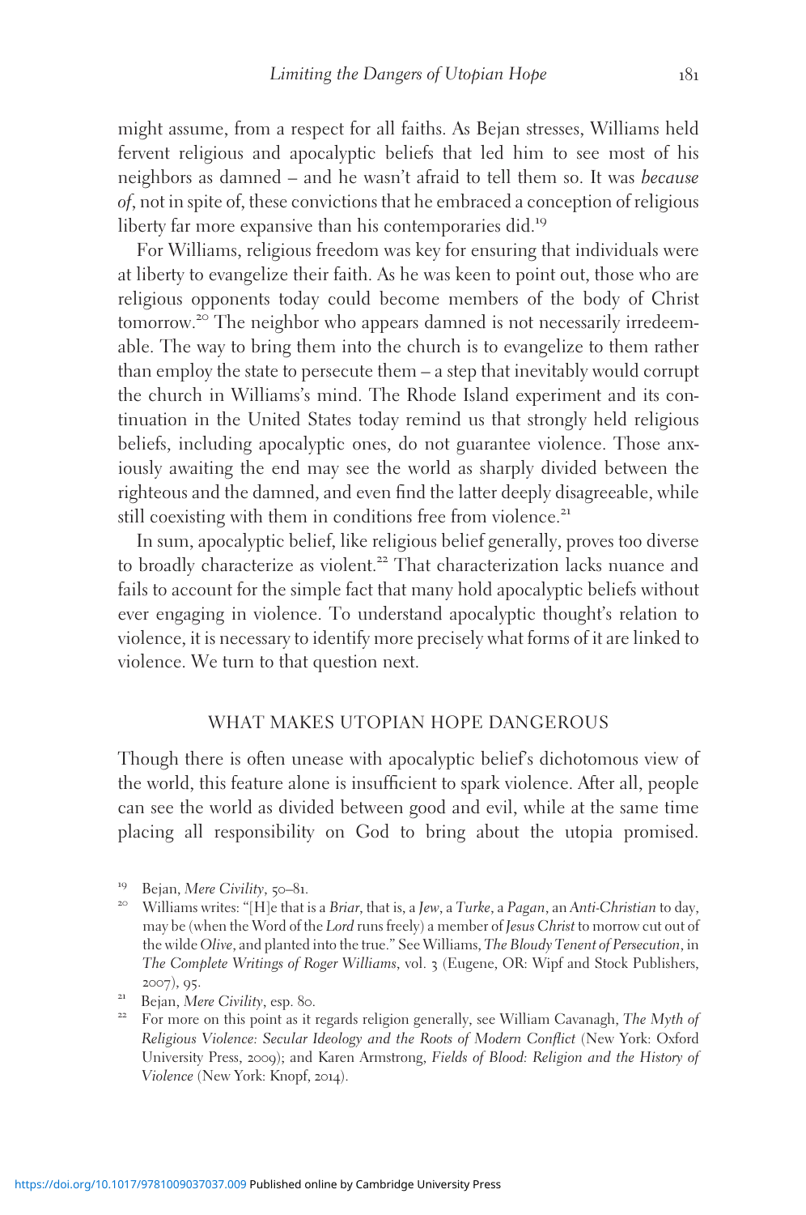might assume, from a respect for all faiths. As Bejan stresses, Williams held fervent religious and apocalyptic beliefs that led him to see most of his neighbors as damned – and he wasn't afraid to tell them so. It was *because of*, not in spite of, these convictions that he embraced a conception of religious liberty far more expansive than his contemporaries did.[19]

For Williams, religious freedom was key for ensuring that individuals were at liberty to evangelize their faith. As he was keen to point out, those who are religious opponents today could become members of the body of Christ tomorrow.[20] The neighbor who appears damned is not necessarily irredeemable. The way to bring them into the church is to evangelize to them rather than employ the state to persecute them – a step that inevitably would corrupt the church in Williams's mind. The Rhode Island experiment and its continuation in the United States today remind us that strongly held religious beliefs, including apocalyptic ones, do not guarantee violence. Those anxiously awaiting the end may see the world as sharply divided between the righteous and the damned, and even find the latter deeply disagreeable, while still coexisting with them in conditions free from violence.[21]

In sum, apocalyptic belief, like religious belief generally, proves too diverse to broadly characterize as violent.[22] That characterization lacks nuance and fails to account for the simple fact that many hold apocalyptic beliefs without ever engaging in violence. To understand apocalyptic thought's relation to violence, it is necessary to identify more precisely what forms of it are linked to violence. We turn to that question next.

## WHAT MAKES UTOPIAN HOPE DANGEROUS

Though there is often unease with apocalyptic belief's dichotomous view of the world, this feature alone is insufficient to spark violence. After all, people can see the world as divided between good and evil, while at the same time placing all responsibility on God to bring about the utopia promised.

---

[19] Bejan, *Mere Civility*, 50–81.

[20] Williams writes: "[H]e that is a *Briar*, that is, a *Jew*, a *Turke*, a *Pagan*, an *Anti-Christian* to day, may be (when the Word of the *Lord* runs freely) a member of *Jesus Christ* to morrow cut out of the wilde *Olive*, and planted into the true." See Williams, *The Bloudy Tenent of Persecution*, in *The Complete Writings of Roger Williams*, vol. 3 (Eugene, OR: Wipf and Stock Publishers, 2007), 95.

[21] Bejan, *Mere Civility*, esp. 80.

[22] For more on this point as it regards religion generally, see William Cavanagh, *The Myth of Religious Violence: Secular Ideology and the Roots of Modern Conflict* (New York: Oxford University Press, 2009); and Karen Armstrong, *Fields of Blood: Religion and the History of Violence* (New York: Knopf, 2014).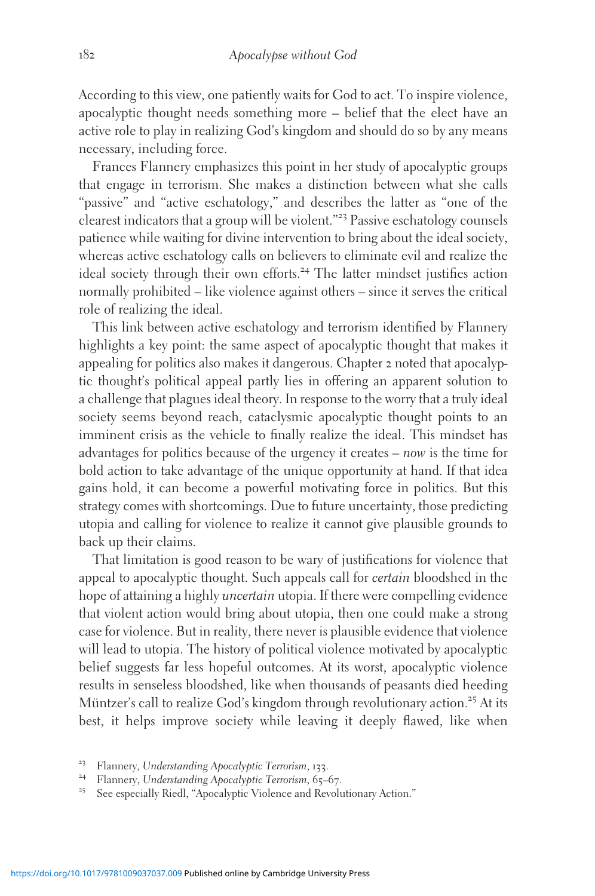According to this view, one patiently waits for God to act. To inspire violence, apocalyptic thought needs something more – belief that the elect have an active role to play in realizing God's kingdom and should do so by any means necessary, including force.

Frances Flannery emphasizes this point in her study of apocalyptic groups that engage in terrorism. She makes a distinction between what she calls "passive" and "active eschatology," and describes the latter as "one of the clearest indicators that a group will be violent."[23] Passive eschatology counsels patience while waiting for divine intervention to bring about the ideal society, whereas active eschatology calls on believers to eliminate evil and realize the ideal society through their own efforts.[24] The latter mindset justifies action normally prohibited – like violence against others – since it serves the critical role of realizing the ideal.

This link between active eschatology and terrorism identified by Flannery highlights a key point: the same aspect of apocalyptic thought that makes it appealing for politics also makes it dangerous. Chapter 2 noted that apocalyptic thought's political appeal partly lies in offering an apparent solution to a challenge that plagues ideal theory. In response to the worry that a truly ideal society seems beyond reach, cataclysmic apocalyptic thought points to an imminent crisis as the vehicle to finally realize the ideal. This mindset has advantages for politics because of the urgency it creates – *now* is the time for bold action to take advantage of the unique opportunity at hand. If that idea gains hold, it can become a powerful motivating force in politics. But this strategy comes with shortcomings. Due to future uncertainty, those predicting utopia and calling for violence to realize it cannot give plausible grounds to back up their claims.

That limitation is good reason to be wary of justifications for violence that appeal to apocalyptic thought. Such appeals call for *certain* bloodshed in the hope of attaining a highly *uncertain* utopia. If there were compelling evidence that violent action would bring about utopia, then one could make a strong case for violence. But in reality, there never is plausible evidence that violence will lead to utopia. The history of political violence motivated by apocalyptic belief suggests far less hopeful outcomes. At its worst, apocalyptic violence results in senseless bloodshed, like when thousands of peasants died heeding Müntzer's call to realize God's kingdom through revolutionary action.[25] At its best, it helps improve society while leaving it deeply flawed, like when

[23] Flannery, *Understanding Apocalyptic Terrorism*, 133.

[24] Flannery, *Understanding Apocalyptic Terrorism*, 65–67.

[25] See especially Riedl, "Apocalyptic Violence and Revolutionary Action."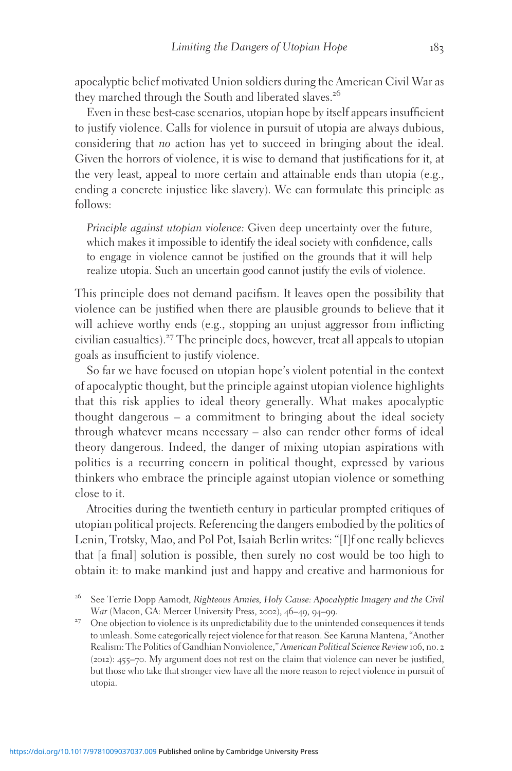apocalyptic belief motivated Union soldiers during the American Civil War as they marched through the South and liberated slaves.[26]

Even in these best-case scenarios, utopian hope by itself appears insufficient to justify violence. Calls for violence in pursuit of utopia are always dubious, considering that *no* action has yet to succeed in bringing about the ideal. Given the horrors of violence, it is wise to demand that justifications for it, at the very least, appeal to more certain and attainable ends than utopia (e.g., ending a concrete injustice like slavery). We can formulate this principle as follows:

> *Principle against utopian violence*: Given deep uncertainty over the future, which makes it impossible to identify the ideal society with confidence, calls to engage in violence cannot be justified on the grounds that it will help realize utopia. Such an uncertain good cannot justify the evils of violence.

This principle does not demand pacifism. It leaves open the possibility that violence can be justified when there are plausible grounds to believe that it will achieve worthy ends (e.g., stopping an unjust aggressor from inflicting civilian casualties).[27] The principle does, however, treat all appeals to utopian goals as insufficient to justify violence.

So far we have focused on utopian hope's violent potential in the context of apocalyptic thought, but the principle against utopian violence highlights that this risk applies to ideal theory generally. What makes apocalyptic thought dangerous – a commitment to bringing about the ideal society through whatever means necessary – also can render other forms of ideal theory dangerous. Indeed, the danger of mixing utopian aspirations with politics is a recurring concern in political thought, expressed by various thinkers who embrace the principle against utopian violence or something close to it.

Atrocities during the twentieth century in particular prompted critiques of utopian political projects. Referencing the dangers embodied by the politics of Lenin, Trotsky, Mao, and Pol Pot, Isaiah Berlin writes: "[I]f one really believes that [a final] solution is possible, then surely no cost would be too high to obtain it: to make mankind just and happy and creative and harmonious for

---

[26] See Terrie Dopp Aamodt, *Righteous Armies, Holy Cause: Apocalyptic Imagery and the Civil War* (Macon, GA: Mercer University Press, 2002), 46–49, 94–99.

[27] One objection to violence is its unpredictability due to the unintended consequences it tends to unleash. Some categorically reject violence for that reason. See Karuna Mantena, "Another Realism: The Politics of Gandhian Nonviolence," *American Political Science Review* 106, no. 2 (2012): 455–70. My argument does not rest on the claim that violence can never be justified, but those who take that stronger view have all the more reason to reject violence in pursuit of utopia.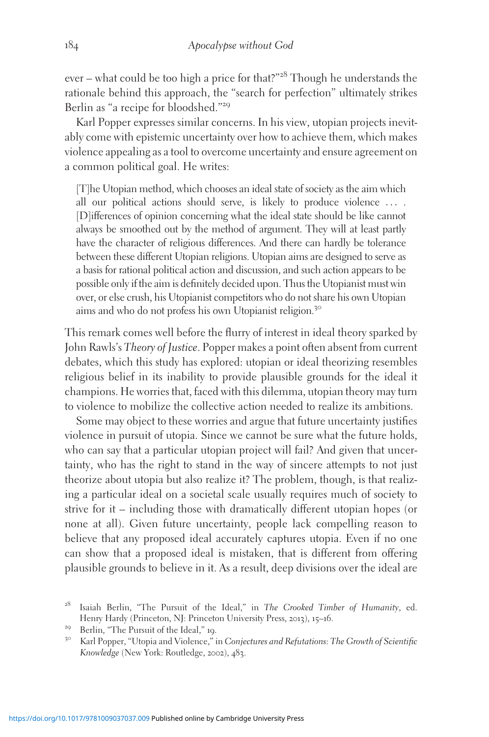ever – what could be too high a price for that?"[28] Though he understands the rationale behind this approach, the "search for perfection" ultimately strikes Berlin as "a recipe for bloodshed."[29]

Karl Popper expresses similar concerns. In his view, utopian projects inevitably come with epistemic uncertainty over how to achieve them, which makes violence appealing as a tool to overcome uncertainty and ensure agreement on a common political goal. He writes:

> [T]he Utopian method, which chooses an ideal state of society as the aim which all our political actions should serve, is likely to produce violence … . [D]ifferences of opinion concerning what the ideal state should be like cannot always be smoothed out by the method of argument. They will at least partly have the character of religious differences. And there can hardly be tolerance between these different Utopian religions. Utopian aims are designed to serve as a basis for rational political action and discussion, and such action appears to be possible only if the aim is definitely decided upon. Thus the Utopianist must win over, or else crush, his Utopianist competitors who do not share his own Utopian aims and who do not profess his own Utopianist religion.[30]

This remark comes well before the flurry of interest in ideal theory sparked by John Rawls's *Theory of Justice*. Popper makes a point often absent from current debates, which this study has explored: utopian or ideal theorizing resembles religious belief in its inability to provide plausible grounds for the ideal it champions. He worries that, faced with this dilemma, utopian theory may turn to violence to mobilize the collective action needed to realize its ambitions.

Some may object to these worries and argue that future uncertainty justifies violence in pursuit of utopia. Since we cannot be sure what the future holds, who can say that a particular utopian project will fail? And given that uncertainty, who has the right to stand in the way of sincere attempts to not just theorize about utopia but also realize it? The problem, though, is that realizing a particular ideal on a societal scale usually requires much of society to strive for it – including those with dramatically different utopian hopes (or none at all). Given future uncertainty, people lack compelling reason to believe that any proposed ideal accurately captures utopia. Even if no one can show that a proposed ideal is mistaken, that is different from offering plausible grounds to believe in it. As a result, deep divisions over the ideal are

[28] Isaiah Berlin, "The Pursuit of the Ideal," in *The Crooked Timber of Humanity*, ed. Henry Hardy (Princeton, NJ: Princeton University Press, 2013), 15–16.

[29] Berlin, "The Pursuit of the Ideal," 19.

[30] Karl Popper, "Utopia and Violence," in *Conjectures and Refutations: The Growth of Scientific Knowledge* (New York: Routledge, 2002), 483.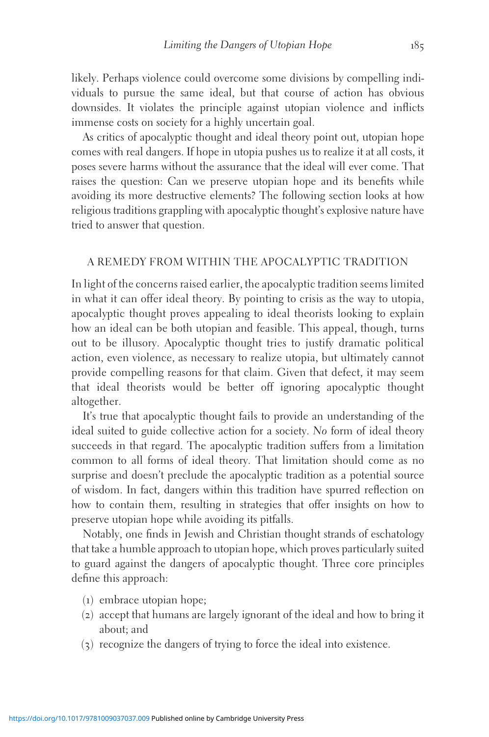likely. Perhaps violence could overcome some divisions by compelling individuals to pursue the same ideal, but that course of action has obvious downsides. It violates the principle against utopian violence and inflicts immense costs on society for a highly uncertain goal.

As critics of apocalyptic thought and ideal theory point out, utopian hope comes with real dangers. If hope in utopia pushes us to realize it at all costs, it poses severe harms without the assurance that the ideal will ever come. That raises the question: Can we preserve utopian hope and its benefits while avoiding its more destructive elements? The following section looks at how religious traditions grappling with apocalyptic thought's explosive nature have tried to answer that question.

## A REMEDY FROM WITHIN THE APOCALYPTIC TRADITION

In light of the concerns raised earlier, the apocalyptic tradition seems limited in what it can offer ideal theory. By pointing to crisis as the way to utopia, apocalyptic thought proves appealing to ideal theorists looking to explain how an ideal can be both utopian and feasible. This appeal, though, turns out to be illusory. Apocalyptic thought tries to justify dramatic political action, even violence, as necessary to realize utopia, but ultimately cannot provide compelling reasons for that claim. Given that defect, it may seem that ideal theorists would be better off ignoring apocalyptic thought altogether.

It's true that apocalyptic thought fails to provide an understanding of the ideal suited to guide collective action for a society. *No* form of ideal theory succeeds in that regard. The apocalyptic tradition suffers from a limitation common to all forms of ideal theory. That limitation should come as no surprise and doesn't preclude the apocalyptic tradition as a potential source of wisdom. In fact, dangers within this tradition have spurred reflection on how to contain them, resulting in strategies that offer insights on how to preserve utopian hope while avoiding its pitfalls.

Notably, one finds in Jewish and Christian thought strands of eschatology that take a humble approach to utopian hope, which proves particularly suited to guard against the dangers of apocalyptic thought. Three core principles define this approach:

(1) embrace utopian hope;
(2) accept that humans are largely ignorant of the ideal and how to bring it about; and
(3) recognize the dangers of trying to force the ideal into existence.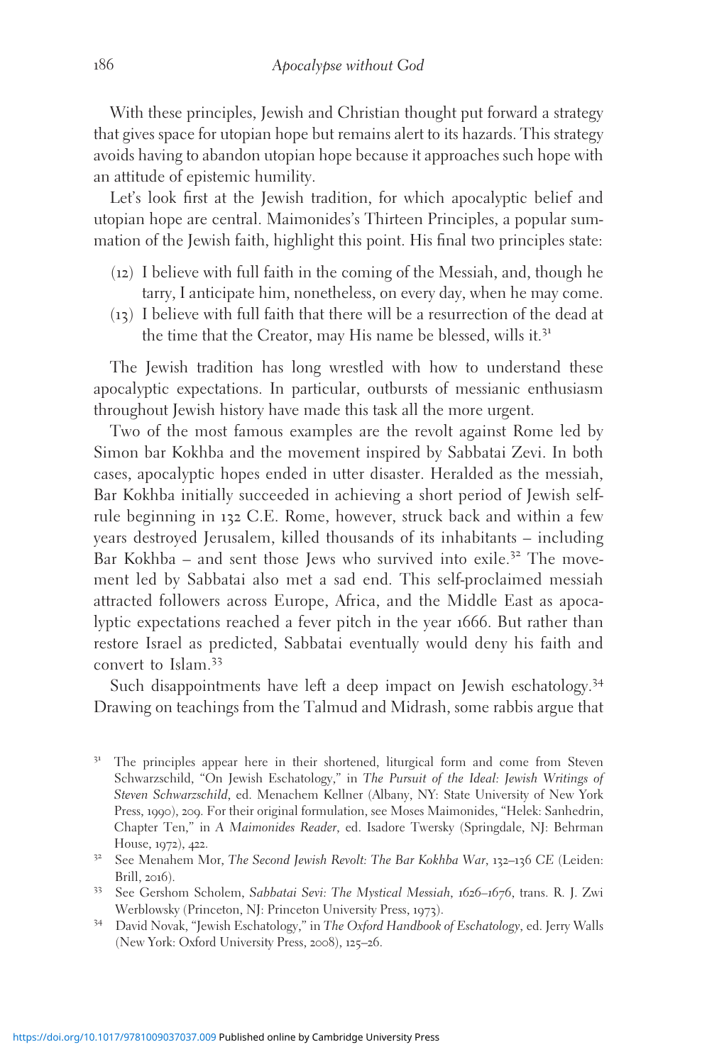With these principles, Jewish and Christian thought put forward a strategy that gives space for utopian hope but remains alert to its hazards. This strategy avoids having to abandon utopian hope because it approaches such hope with an attitude of epistemic humility.

Let's look first at the Jewish tradition, for which apocalyptic belief and utopian hope are central. Maimonides's Thirteen Principles, a popular summation of the Jewish faith, highlight this point. His final two principles state:

(12) I believe with full faith in the coming of the Messiah, and, though he tarry, I anticipate him, nonetheless, on every day, when he may come.
(13) I believe with full faith that there will be a resurrection of the dead at the time that the Creator, may His name be blessed, wills it.[31]

The Jewish tradition has long wrestled with how to understand these apocalyptic expectations. In particular, outbursts of messianic enthusiasm throughout Jewish history have made this task all the more urgent.

Two of the most famous examples are the revolt against Rome led by Simon bar Kokhba and the movement inspired by Sabbatai Zevi. In both cases, apocalyptic hopes ended in utter disaster. Heralded as the messiah, Bar Kokhba initially succeeded in achieving a short period of Jewish self-rule beginning in 132 C.E. Rome, however, struck back and within a few years destroyed Jerusalem, killed thousands of its inhabitants – including Bar Kokhba – and sent those Jews who survived into exile.[32] The movement led by Sabbatai also met a sad end. This self-proclaimed messiah attracted followers across Europe, Africa, and the Middle East as apocalyptic expectations reached a fever pitch in the year 1666. But rather than restore Israel as predicted, Sabbatai eventually would deny his faith and convert to Islam.[33]

Such disappointments have left a deep impact on Jewish eschatology.[34] Drawing on teachings from the Talmud and Midrash, some rabbis argue that

[31] The principles appear here in their shortened, liturgical form and come from Steven Schwarzschild, "On Jewish Eschatology," in *The Pursuit of the Ideal: Jewish Writings of Steven Schwarzschild*, ed. Menachem Kellner (Albany, NY: State University of New York Press, 1990), 209. For their original formulation, see Moses Maimonides, "Helek: Sanhedrin, Chapter Ten," in *A Maimonides Reader*, ed. Isadore Twersky (Springdale, NJ: Behrman House, 1972), 422.

[32] See Menahem Mor, *The Second Jewish Revolt: The Bar Kokhba War, 132–136 CE* (Leiden: Brill, 2016).

[33] See Gershom Scholem, *Sabbatai Sevi: The Mystical Messiah, 1626–1676*, trans. R. J. Zwi Werblowsky (Princeton, NJ: Princeton University Press, 1973).

[34] David Novak, "Jewish Eschatology," in *The Oxford Handbook of Eschatology*, ed. Jerry Walls (New York: Oxford University Press, 2008), 125–26.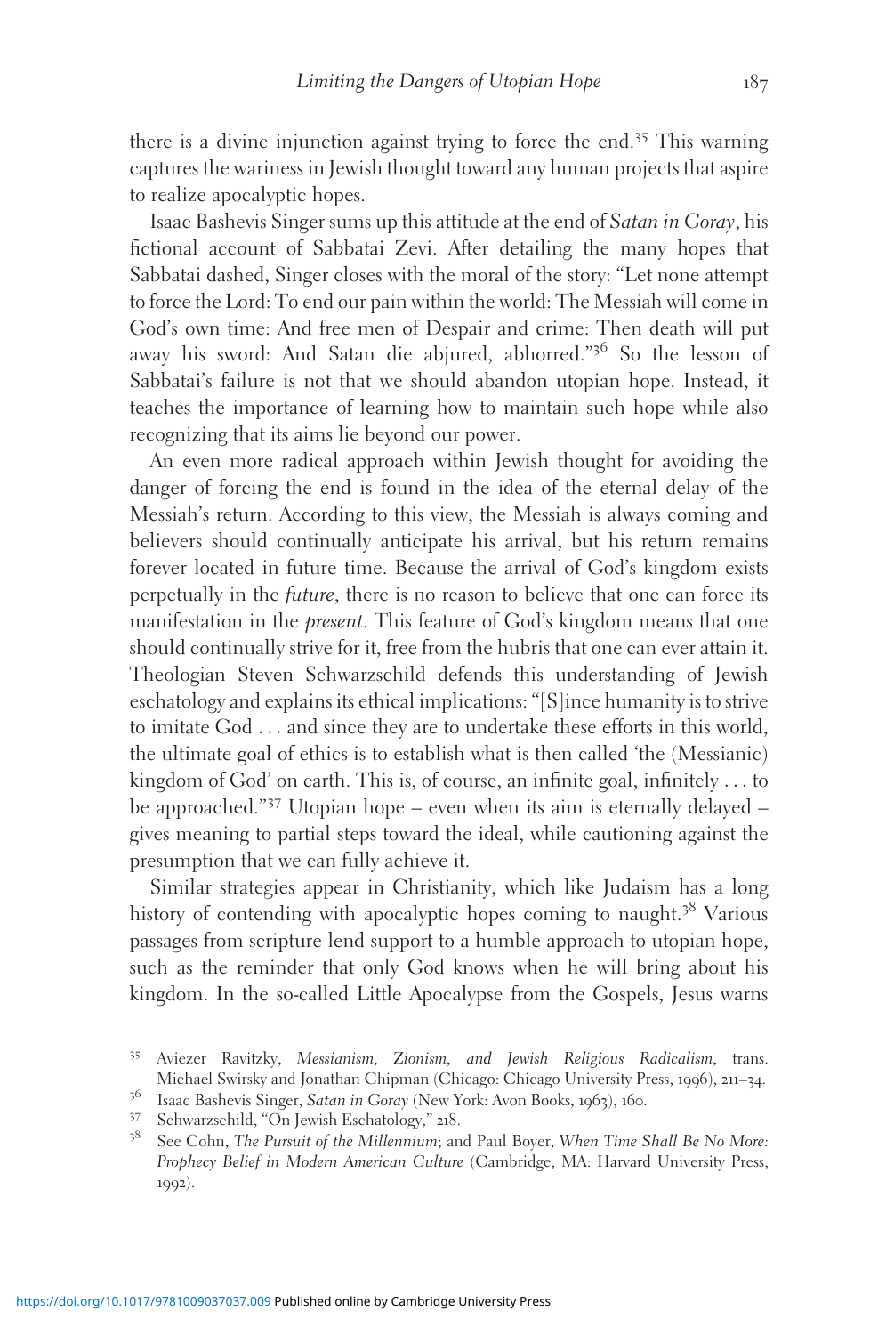there is a divine injunction against trying to force the end.[35] This warning captures the wariness in Jewish thought toward any human projects that aspire to realize apocalyptic hopes.

Isaac Bashevis Singer sums up this attitude at the end of *Satan in Goray*, his fictional account of Sabbatai Zevi. After detailing the many hopes that Sabbatai dashed, Singer closes with the moral of the story: "Let none attempt to force the Lord: To end our pain within the world: The Messiah will come in God's own time: And free men of Despair and crime: Then death will put away his sword: And Satan die abjured, abhorred."[36] So the lesson of Sabbatai's failure is not that we should abandon utopian hope. Instead, it teaches the importance of learning how to maintain such hope while also recognizing that its aims lie beyond our power.

An even more radical approach within Jewish thought for avoiding the danger of forcing the end is found in the idea of the eternal delay of the Messiah's return. According to this view, the Messiah is always coming and believers should continually anticipate his arrival, but his return remains forever located in future time. Because the arrival of God's kingdom exists perpetually in the *future*, there is no reason to believe that one can force its manifestation in the *present*. This feature of God's kingdom means that one should continually strive for it, free from the hubris that one can ever attain it. Theologian Steven Schwarzschild defends this understanding of Jewish eschatology and explains its ethical implications: "[S]ince humanity is to strive to imitate God . . . and since they are to undertake these efforts in this world, the ultimate goal of ethics is to establish what is then called 'the (Messianic) kingdom of God' on earth. This is, of course, an infinite goal, infinitely . . . to be approached."[37] Utopian hope – even when its aim is eternally delayed – gives meaning to partial steps toward the ideal, while cautioning against the presumption that we can fully achieve it.

Similar strategies appear in Christianity, which like Judaism has a long history of contending with apocalyptic hopes coming to naught.[38] Various passages from scripture lend support to a humble approach to utopian hope, such as the reminder that only God knows when he will bring about his kingdom. In the so-called Little Apocalypse from the Gospels, Jesus warns

[35] Aviezer Ravitzky, *Messianism, Zionism, and Jewish Religious Radicalism*, trans. Michael Swirsky and Jonathan Chipman (Chicago: Chicago University Press, 1996), 211–34.

[36] Isaac Bashevis Singer, *Satan in Goray* (New York: Avon Books, 1963), 160.

[37] Schwarzschild, "On Jewish Eschatology," 218.

[38] See Cohn, *The Pursuit of the Millennium*; and Paul Boyer, *When Time Shall Be No More: Prophecy Belief in Modern American Culture* (Cambridge, MA: Harvard University Press, 1992).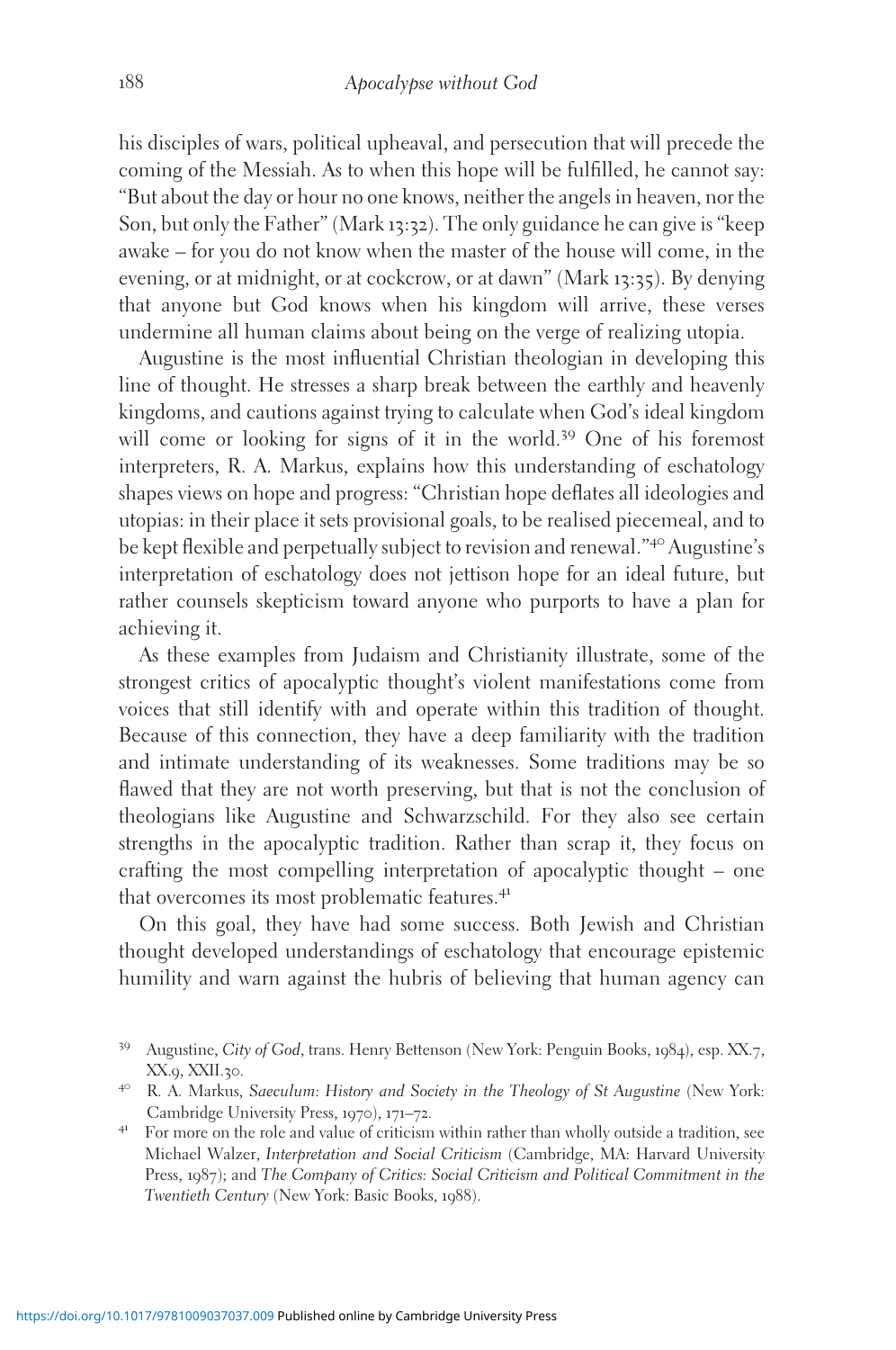his disciples of wars, political upheaval, and persecution that will precede the coming of the Messiah. As to when this hope will be fulfilled, he cannot say: "But about the day or hour no one knows, neither the angels in heaven, nor the Son, but only the Father" (Mark 13:32). The only guidance he can give is "keep awake – for you do not know when the master of the house will come, in the evening, or at midnight, or at cockcrow, or at dawn" (Mark 13:35). By denying that anyone but God knows when his kingdom will arrive, these verses undermine all human claims about being on the verge of realizing utopia.

Augustine is the most influential Christian theologian in developing this line of thought. He stresses a sharp break between the earthly and heavenly kingdoms, and cautions against trying to calculate when God's ideal kingdom will come or looking for signs of it in the world.[39] One of his foremost interpreters, R. A. Markus, explains how this understanding of eschatology shapes views on hope and progress: "Christian hope deflates all ideologies and utopias: in their place it sets provisional goals, to be realised piecemeal, and to be kept flexible and perpetually subject to revision and renewal."[40] Augustine's interpretation of eschatology does not jettison hope for an ideal future, but rather counsels skepticism toward anyone who purports to have a plan for achieving it.

As these examples from Judaism and Christianity illustrate, some of the strongest critics of apocalyptic thought's violent manifestations come from voices that still identify with and operate within this tradition of thought. Because of this connection, they have a deep familiarity with the tradition and intimate understanding of its weaknesses. Some traditions may be so flawed that they are not worth preserving, but that is not the conclusion of theologians like Augustine and Schwarzschild. For they also see certain strengths in the apocalyptic tradition. Rather than scrap it, they focus on crafting the most compelling interpretation of apocalyptic thought – one that overcomes its most problematic features.[41]

On this goal, they have had some success. Both Jewish and Christian thought developed understandings of eschatology that encourage epistemic humility and warn against the hubris of believing that human agency can

[39] Augustine, *City of God*, trans. Henry Bettenson (New York: Penguin Books, 1984), esp. XX.7, XX.9, XXII.30.

[40] R. A. Markus, *Saeculum: History and Society in the Theology of St Augustine* (New York: Cambridge University Press, 1970), 171–72.

[41] For more on the role and value of criticism within rather than wholly outside a tradition, see Michael Walzer, *Interpretation and Social Criticism* (Cambridge, MA: Harvard University Press, 1987); and *The Company of Critics: Social Criticism and Political Commitment in the Twentieth Century* (New York: Basic Books, 1988).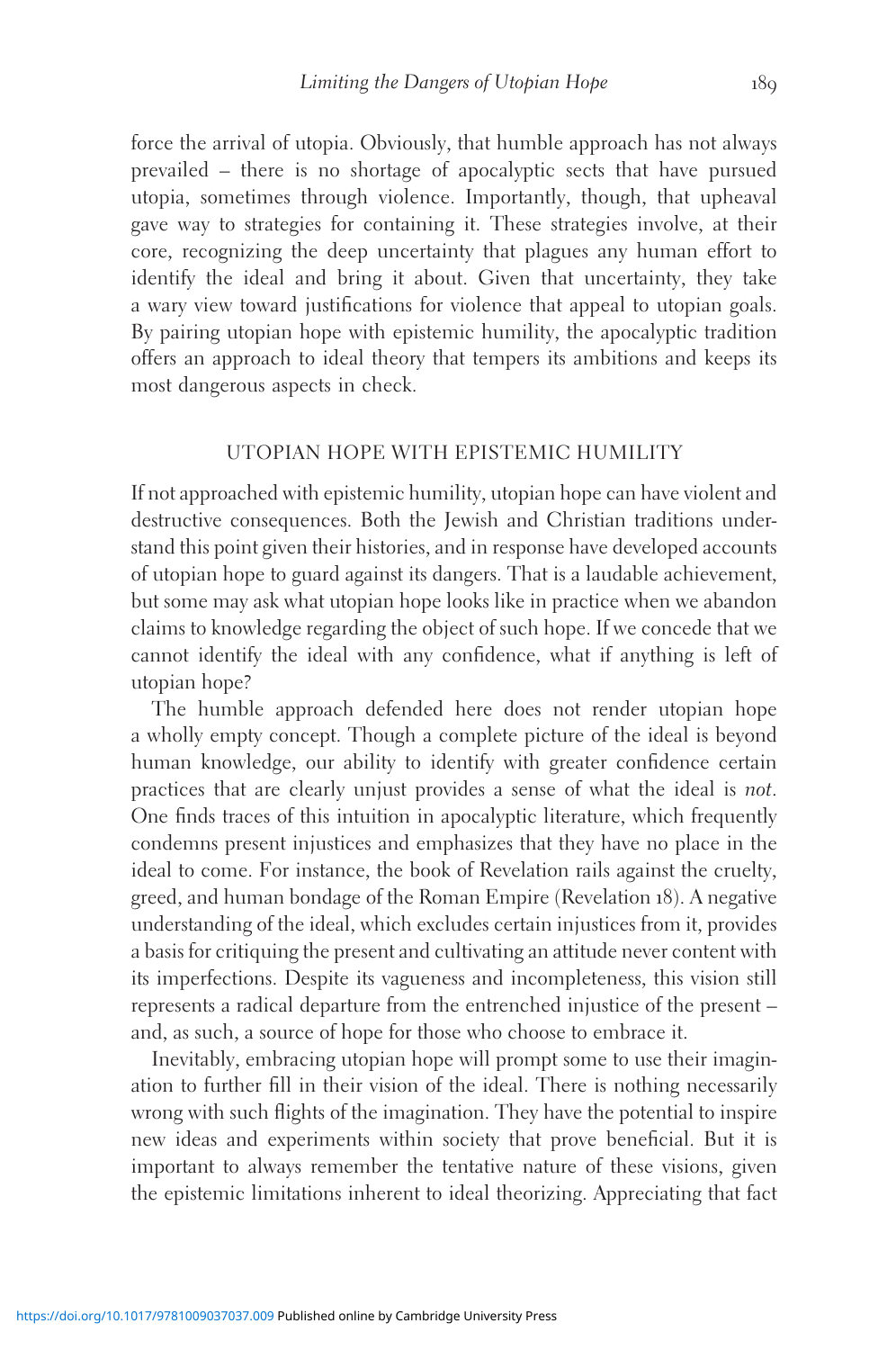force the arrival of utopia. Obviously, that humble approach has not always prevailed – there is no shortage of apocalyptic sects that have pursued utopia, sometimes through violence. Importantly, though, that upheaval gave way to strategies for containing it. These strategies involve, at their core, recognizing the deep uncertainty that plagues any human effort to identify the ideal and bring it about. Given that uncertainty, they take a wary view toward justifications for violence that appeal to utopian goals. By pairing utopian hope with epistemic humility, the apocalyptic tradition offers an approach to ideal theory that tempers its ambitions and keeps its most dangerous aspects in check.

## UTOPIAN HOPE WITH EPISTEMIC HUMILITY

If not approached with epistemic humility, utopian hope can have violent and destructive consequences. Both the Jewish and Christian traditions understand this point given their histories, and in response have developed accounts of utopian hope to guard against its dangers. That is a laudable achievement, but some may ask what utopian hope looks like in practice when we abandon claims to knowledge regarding the object of such hope. If we concede that we cannot identify the ideal with any confidence, what if anything is left of utopian hope?

The humble approach defended here does not render utopian hope a wholly empty concept. Though a complete picture of the ideal is beyond human knowledge, our ability to identify with greater confidence certain practices that are clearly unjust provides a sense of what the ideal is *not*. One finds traces of this intuition in apocalyptic literature, which frequently condemns present injustices and emphasizes that they have no place in the ideal to come. For instance, the book of Revelation rails against the cruelty, greed, and human bondage of the Roman Empire (Revelation 18). A negative understanding of the ideal, which excludes certain injustices from it, provides a basis for critiquing the present and cultivating an attitude never content with its imperfections. Despite its vagueness and incompleteness, this vision still represents a radical departure from the entrenched injustice of the present – and, as such, a source of hope for those who choose to embrace it.

Inevitably, embracing utopian hope will prompt some to use their imagination to further fill in their vision of the ideal. There is nothing necessarily wrong with such flights of the imagination. They have the potential to inspire new ideas and experiments within society that prove beneficial. But it is important to always remember the tentative nature of these visions, given the epistemic limitations inherent to ideal theorizing. Appreciating that fact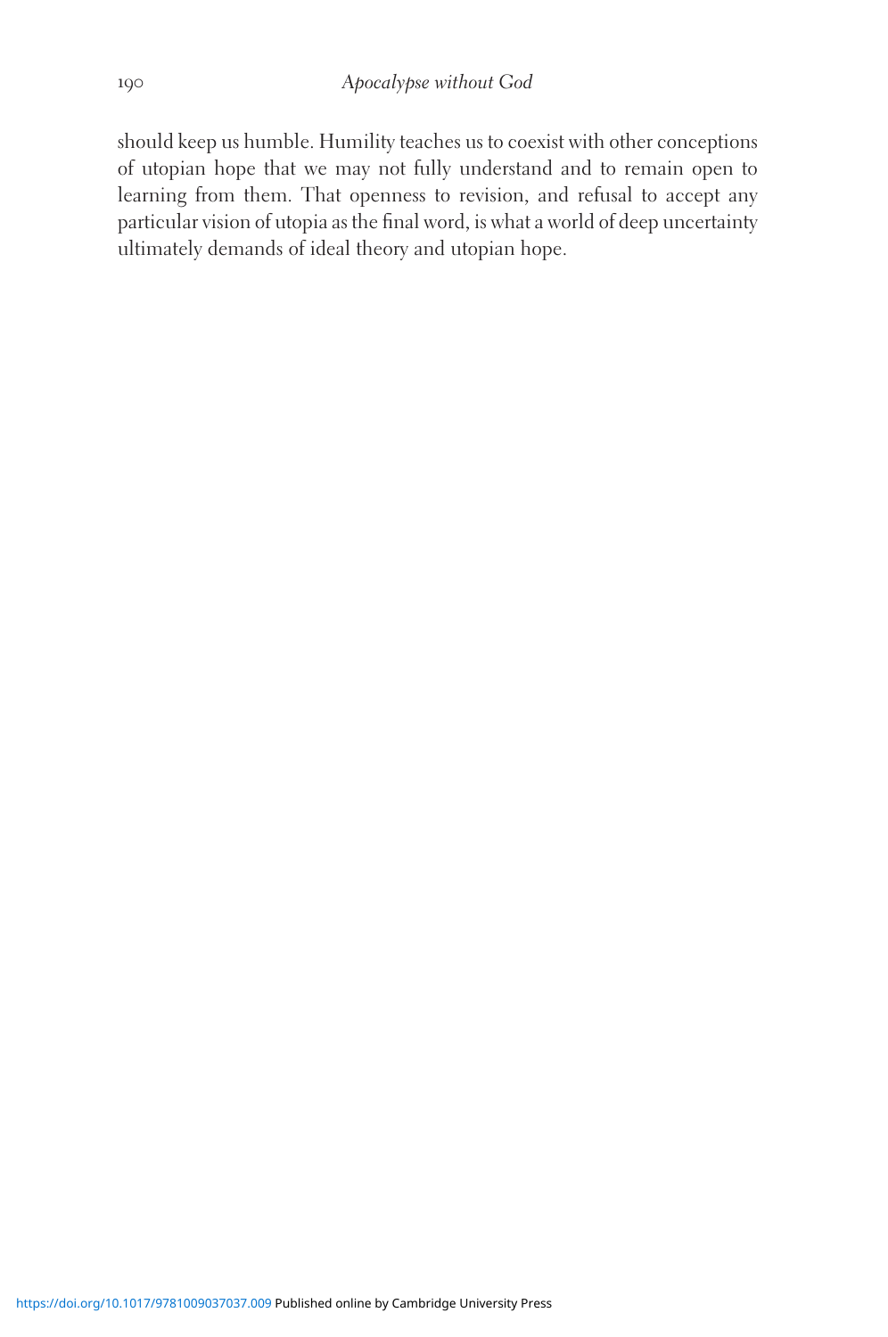should keep us humble. Humility teaches us to coexist with other conceptions of utopian hope that we may not fully understand and to remain open to learning from them. That openness to revision, and refusal to accept any particular vision of utopia as the final word, is what a world of deep uncertainty ultimately demands of ideal theory and utopian hope.